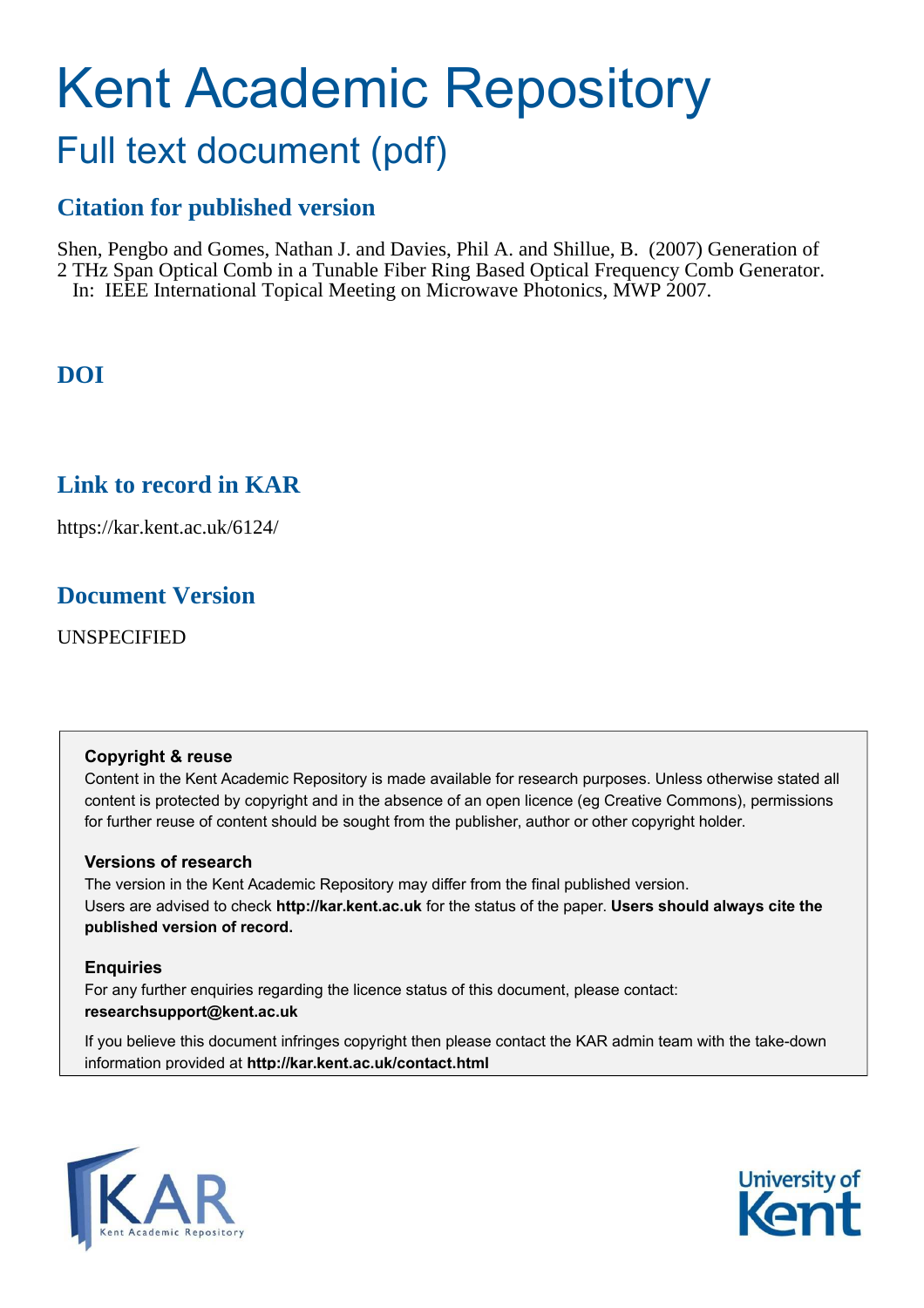# Kent Academic Repository

## Full text document (pdf)

### Citation for published version

Shen, Pengbo and Gomes, Nathan J. and Davies, Phil A. and Shillue, B. (2007) Generation of 2 THz Span Optical Comb in a Tunable Fiber Ring Based Optical Frequency Comb Generator. In: IEEE International Topical Meeting on Microwave Photonics, MWP 2007.

### DOI

### Link to record in KAR

https://kar.kent.ac.uk/6124/

### Document Version

UNSPECIFIED

**Copyright & reuse**

Content in the Kent Academic Repository is made available for research purposes. Unless otherwise stated all content is protected by copyright and in the absence of an open licence (eg Creative Commons), permissions for further reuse of content should be sought from the publisher, author or other copyright holder.

**Versions of research**

The version in the Kent Academic Repository may differ from the final published version. Users are advised to check **http://kar.kent.ac.uk** for the status of the paper. **Users should always cite the published version of record.**

**Enquiries**

For any further enquiries regarding the licence status of this document, please contact: **researchsupport@kent.ac.uk**

If you believe this document infringes copyright then please contact the KAR admin team with the take-down information provided at **http://kar.kent.ac.uk/contact.html**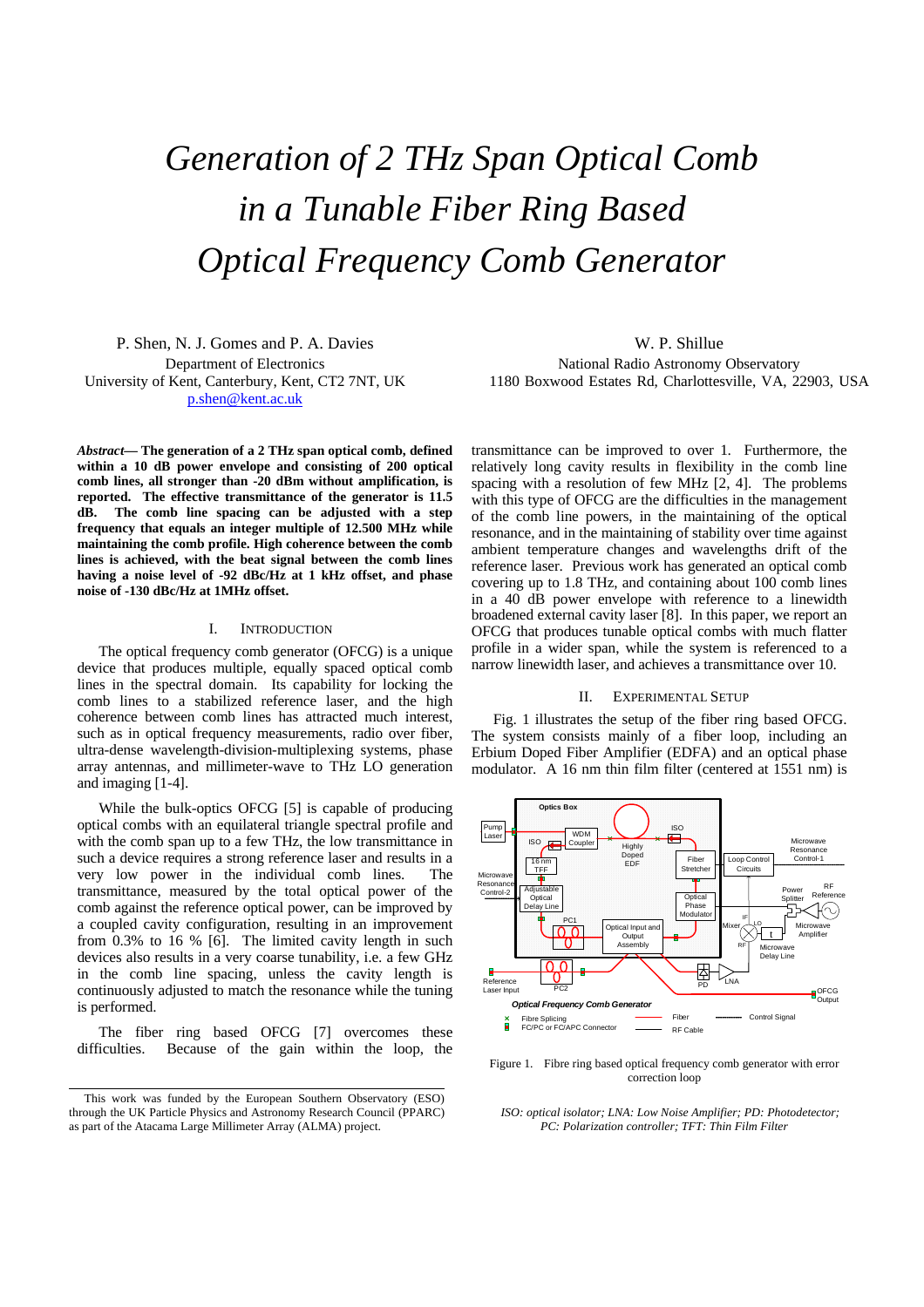# Generation of 2 THz Span Optical Comb in a Tunable Fiber Ring Based Optical Frequency Comb Generator

P. Shen, N. J. Gomes and P. A. Davies
Department of Electronics
University of Kent, Canterbury, Kent, CT2 7NT, UK
p.shen@kent.ac.uk

W. P. Shillue
National Radio Astronomy Observatory
1180 Boxwood Estates Rd, Charlottesville, VA, 22903, USA

***Abstract*— The generation of a 2 THz span optical comb, defined within a 10 dB power envelope and consisting of 200 optical comb lines, all stronger than -20 dBm without amplification, is reported. The effective transmittance of the generator is 11.5 dB. The comb line spacing can be adjusted with a step frequency that equals an integer multiple of 12.500 MHz while maintaining the comb profile. High coherence between the comb lines is achieved, with the beat signal between the comb lines having a noise level of -92 dBc/Hz at 1 kHz offset, and phase noise of -130 dBc/Hz at 1MHz offset.**

## I. Introduction

The optical frequency comb generator (OFCG) is a unique device that produces multiple, equally spaced optical comb lines in the spectral domain. Its capability for locking the comb lines to a stabilized reference laser, and the high coherence between comb lines has attracted much interest, such as in optical frequency measurements, radio over fiber, ultra-dense wavelength-division-multiplexing systems, phase array antennas, and millimeter-wave to THz LO generation and imaging [1-4].

While the bulk-optics OFCG [5] is capable of producing optical combs with an equilateral triangle spectral profile and with the comb span up to a few THz, the low transmittance in such a device requires a strong reference laser and results in a very low power in the individual comb lines. The transmittance, measured by the total optical power of the comb against the reference optical power, can be improved by a coupled cavity configuration, resulting in an improvement from 0.3% to 16 % [6]. The limited cavity length in such devices also results in a very coarse tunability, i.e. a few GHz in the comb line spacing, unless the cavity length is continuously adjusted to match the resonance while the tuning is performed.

The fiber ring based OFCG [7] overcomes these difficulties. Because of the gain within the loop, the transmittance can be improved to over 1. Furthermore, the relatively long cavity results in flexibility in the comb line spacing with a resolution of few MHz [2, 4]. The problems with this type of OFCG are the difficulties in the management of the comb line powers, in the maintaining of the optical resonance, and in the maintaining of stability over time against ambient temperature changes and wavelengths drift of the reference laser. Previous work has generated an optical comb covering up to 1.8 THz, and containing about 100 comb lines in a 40 dB power envelope with reference to a linewidth broadened external cavity laser [8]. In this paper, we report an OFCG that produces tunable optical combs with much flatter profile in a wider span, while the system is referenced to a narrow linewidth laser, and achieves a transmittance over 10.

## II. Experimental Setup

Fig. 1 illustrates the setup of the fiber ring based OFCG. The system consists mainly of a fiber loop, including an Erbium Doped Fiber Amplifier (EDFA) and an optical phase modulator. A 16 nm thin film filter (centered at 1551 nm) is

Figure 1. Fibre ring based optical frequency comb generator with error correction loop

*ISO: optical isolator; LNA: Low Noise Amplifier; PD: Photodetector; PC: Polarization controller; TFT: Thin Film Filter*

This work was funded by the European Southern Observatory (ESO) through the UK Particle Physics and Astronomy Research Council (PPARC) as part of the Atacama Large Millimeter Array (ALMA) project.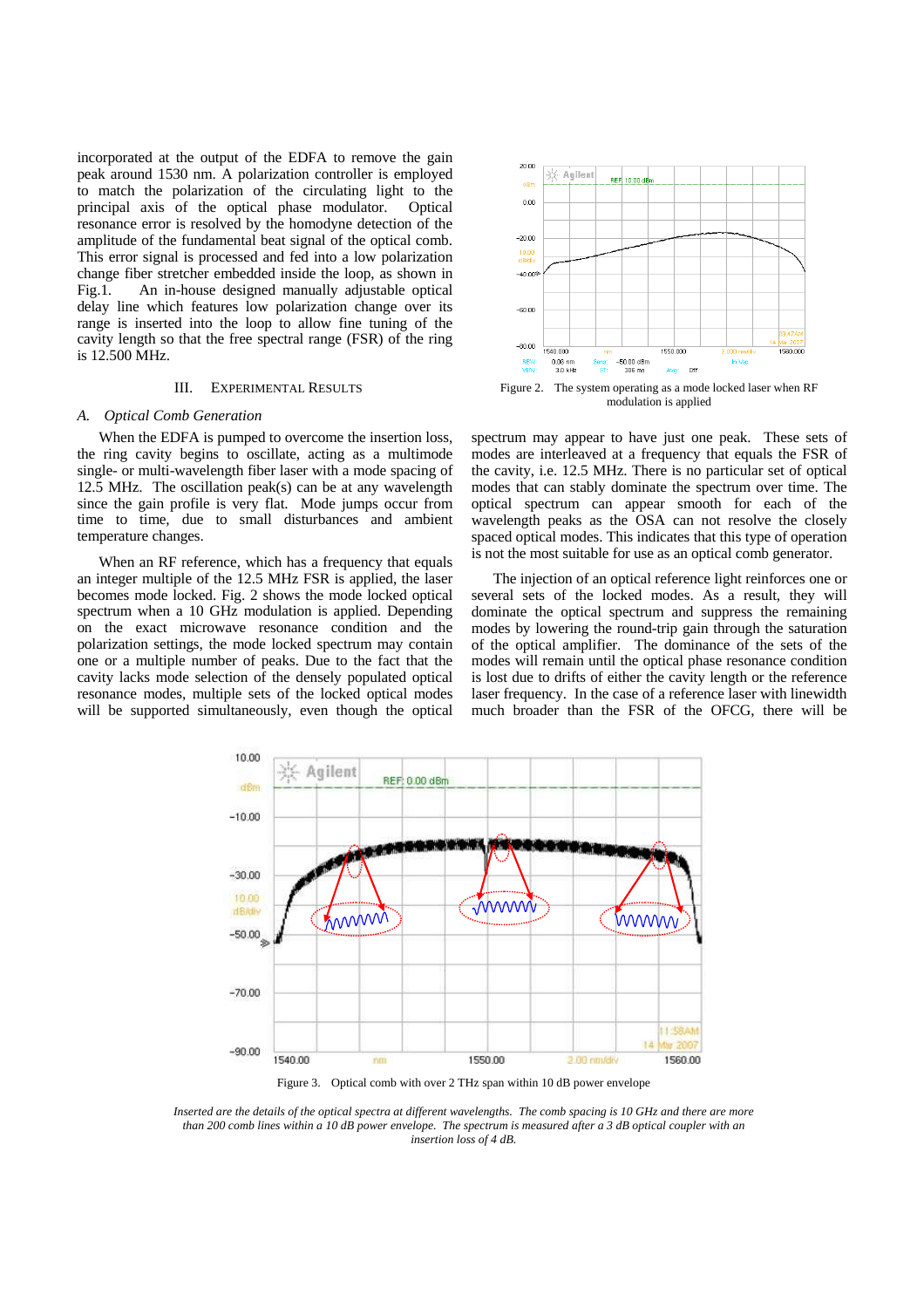incorporated at the output of the EDFA to remove the gain peak around 1530 nm. A polarization controller is employed to match the polarization of the circulating light to the principal axis of the optical phase modulator. Optical resonance error is resolved by the homodyne detection of the amplitude of the fundamental beat signal of the optical comb. This error signal is processed and fed into a low polarization change fiber stretcher embedded inside the loop, as shown in Fig.1. An in-house designed manually adjustable optical delay line which features low polarization change over its range is inserted into the loop to allow fine tuning of the cavity length so that the free spectral range (FSR) of the ring is 12.500 MHz.

## III. Experimental Results

### A. Optical Comb Generation

When the EDFA is pumped to overcome the insertion loss, the ring cavity begins to oscillate, acting as a multimode single- or multi-wavelength fiber laser with a mode spacing of 12.5 MHz. The oscillation peak(s) can be at any wavelength since the gain profile is very flat. Mode jumps occur from time to time, due to small disturbances and ambient temperature changes.

When an RF reference, which has a frequency that equals an integer multiple of the 12.5 MHz FSR is applied, the laser becomes mode locked. Fig. 2 shows the mode locked optical spectrum when a 10 GHz modulation is applied. Depending on the exact microwave resonance condition and the polarization settings, the mode locked spectrum may contain one or a multiple number of peaks. Due to the fact that the cavity lacks mode selection of the densely populated optical resonance modes, multiple sets of the locked optical modes will be supported simultaneously, even though the optical spectrum may appear to have just one peak. These sets of modes are interleaved at a frequency that equals the FSR of the cavity, i.e. 12.5 MHz. There is no particular set of optical modes that can stably dominate the spectrum over time. The optical spectrum can appear smooth for each of the wavelength peaks as the OSA can not resolve the closely spaced optical modes. This indicates that this type of operation is not the most suitable for use as an optical comb generator.

Figure 2. The system operating as a mode locked laser when RF modulation is applied

The injection of an optical reference light reinforces one or several sets of the locked modes. As a result, they will dominate the optical spectrum and suppress the remaining modes by lowering the round-trip gain through the saturation of the optical amplifier. The dominance of the sets of the modes will remain until the optical phase resonance condition is lost due to drifts of either the cavity length or the reference laser frequency. In the case of a reference laser with linewidth much broader than the FSR of the OFCG, there will be

Figure 3. Optical comb with over 2 THz span within 10 dB power envelope

*Inserted are the details of the optical spectra at different wavelengths. The comb spacing is 10 GHz and there are more than 200 comb lines within a 10 dB power envelope. The spectrum is measured after a 3 dB optical coupler with an insertion loss of 4 dB.*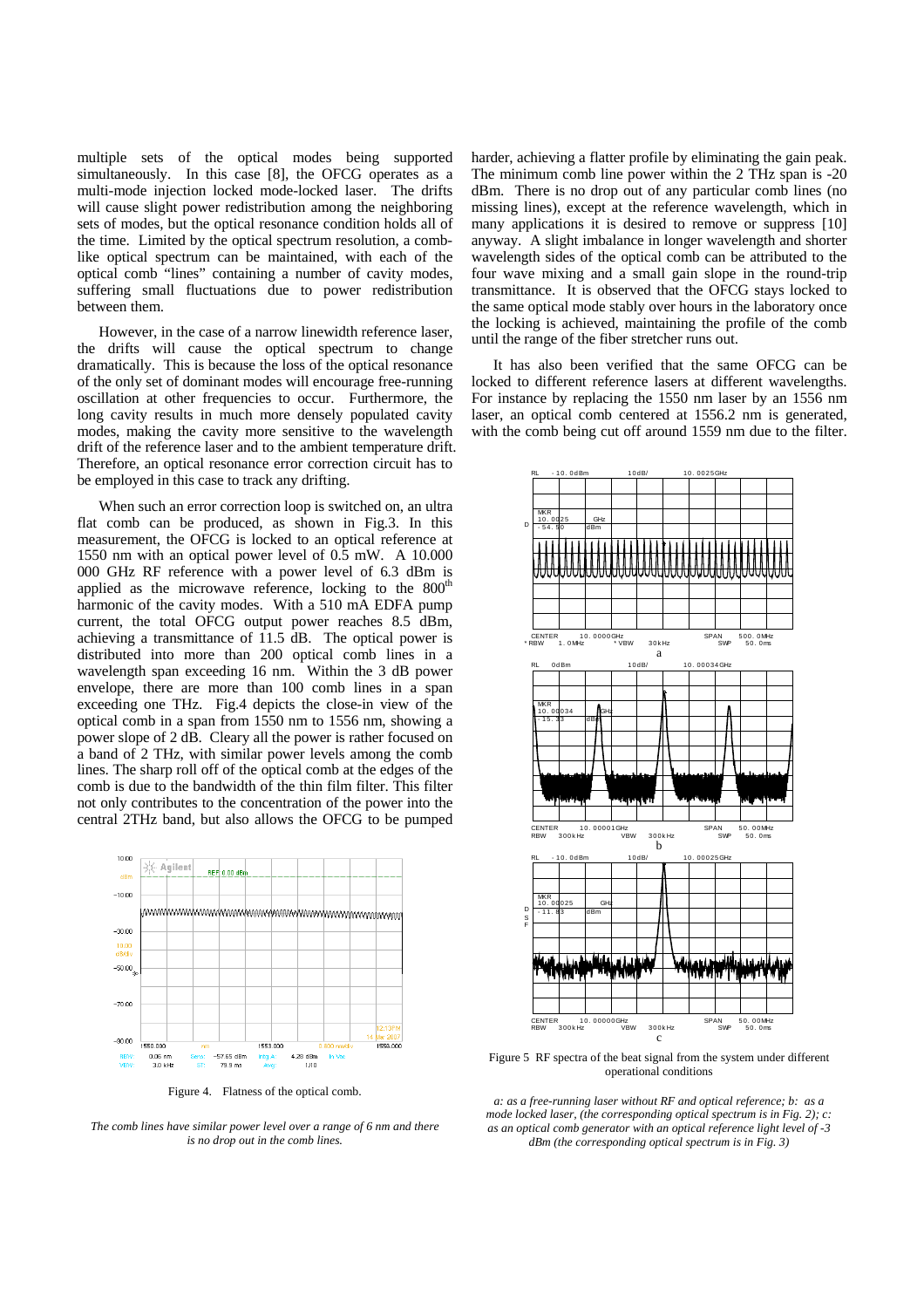multiple sets of the optical modes being supported simultaneously. In this case [8], the OFCG operates as a multi-mode injection locked mode-locked laser. The drifts will cause slight power redistribution among the neighboring sets of modes, but the optical resonance condition holds all of the time. Limited by the optical spectrum resolution, a comb-like optical spectrum can be maintained, with each of the optical comb "lines" containing a number of cavity modes, suffering small fluctuations due to power redistribution between them.

However, in the case of a narrow linewidth reference laser, the drifts will cause the optical spectrum to change dramatically. This is because the loss of the optical resonance of the only set of dominant modes will encourage free-running oscillation at other frequencies to occur. Furthermore, the long cavity results in much more densely populated cavity modes, making the cavity more sensitive to the wavelength drift of the reference laser and to the ambient temperature drift. Therefore, an optical resonance error correction circuit has to be employed in this case to track any drifting.

When such an error correction loop is switched on, an ultra flat comb can be produced, as shown in Fig.3. In this measurement, the OFCG is locked to an optical reference at 1550 nm with an optical power level of 0.5 mW. A 10.000 000 GHz RF reference with a power level of 6.3 dBm is applied as the microwave reference, locking to the 800$^{th}$ harmonic of the cavity modes. With a 510 mA EDFA pump current, the total OFCG output power reaches 8.5 dBm, achieving a transmittance of 11.5 dB. The optical power is distributed into more than 200 optical comb lines in a wavelength span exceeding 16 nm. Within the 3 dB power envelope, there are more than 100 comb lines in a span exceeding one THz. Fig.4 depicts the close-in view of the optical comb in a span from 1550 nm to 1556 nm, showing a power slope of 2 dB. Cleary all the power is rather focused on a band of 2 THz, with similar power levels among the comb lines. The sharp roll off of the optical comb at the edges of the comb is due to the bandwidth of the thin film filter. This filter not only contributes to the concentration of the power into the central 2THz band, but also allows the OFCG to be pumped harder, achieving a flatter profile by eliminating the gain peak. The minimum comb line power within the 2 THz span is -20 dBm. There is no drop out of any particular comb lines (no missing lines), except at the reference wavelength, which in many applications it is desired to remove or suppress [10] anyway. A slight imbalance in longer wavelength and shorter wavelength sides of the optical comb can be attributed to the four wave mixing and a small gain slope in the round-trip transmittance. It is observed that the OFCG stays locked to the same optical mode stably over hours in the laboratory once the locking is achieved, maintaining the profile of the comb until the range of the fiber stretcher runs out.

It has also been verified that the same OFCG can be locked to different reference lasers at different wavelengths. For instance by replacing the 1550 nm laser by an 1556 nm laser, an optical comb centered at 1556.2 nm is generated, with the comb being cut off around 1559 nm due to the filter.

Figure 4. Flatness of the optical comb.

*The comb lines have similar power level over a range of 6 nm and there is no drop out in the comb lines.*

Figure 5 RF spectra of the beat signal from the system under different operational conditions

*a: as a free-running laser without RF and optical reference; b: as a mode locked laser, (the corresponding optical spectrum is in Fig. 2); c: as an optical comb generator with an optical reference light level of -3 dBm (the corresponding optical spectrum is in Fig. 3)*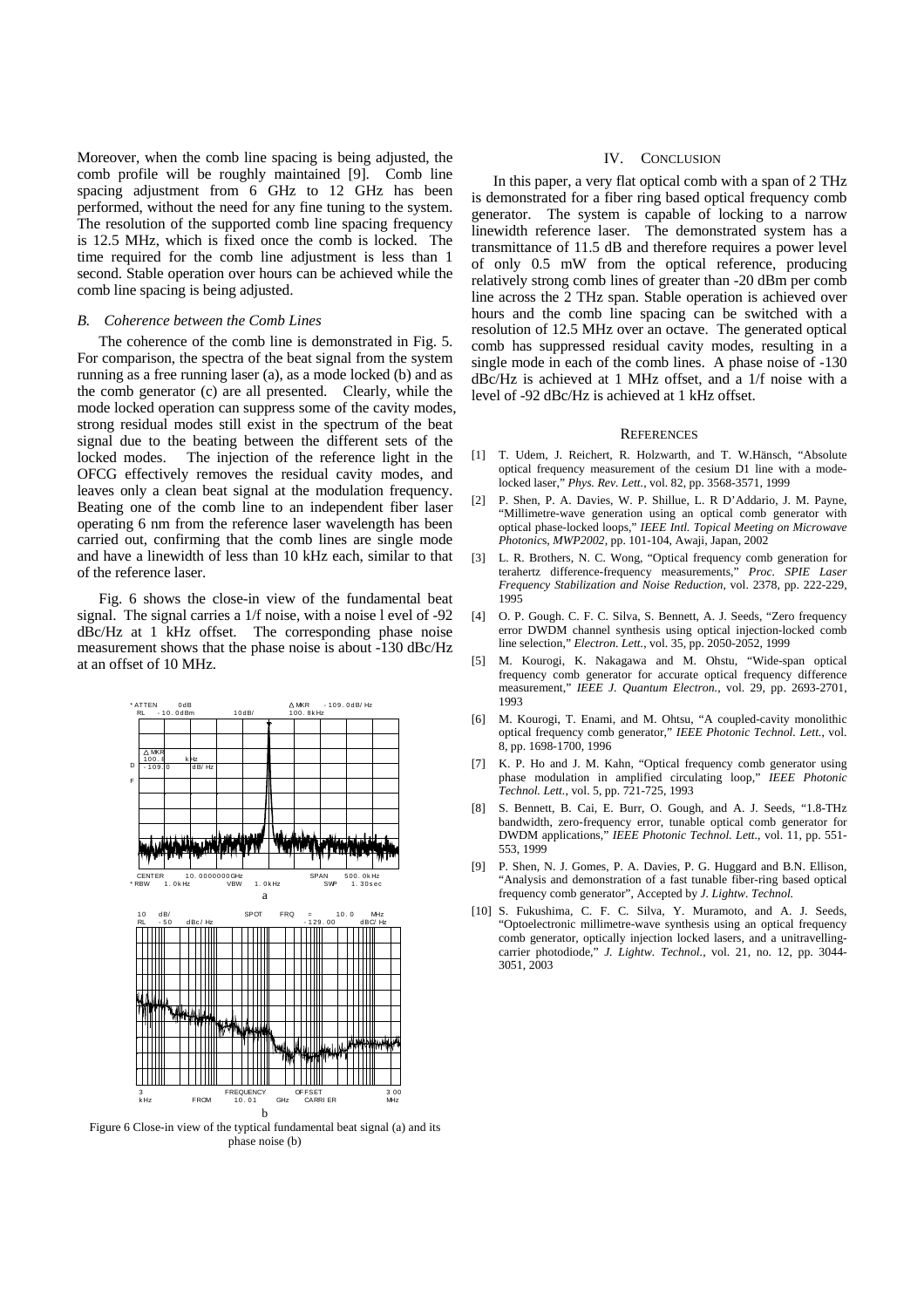Moreover, when the comb line spacing is being adjusted, the comb profile will be roughly maintained [9]. Comb line spacing adjustment from 6 GHz to 12 GHz has been performed, without the need for any fine tuning to the system. The resolution of the supported comb line spacing frequency is 12.5 MHz, which is fixed once the comb is locked. The time required for the comb line adjustment is less than 1 second. Stable operation over hours can be achieved while the comb line spacing is being adjusted.

### *B. Coherence between the Comb Lines*

The coherence of the comb line is demonstrated in Fig. 5. For comparison, the spectra of the beat signal from the system running as a free running laser (a), as a mode locked (b) and as the comb generator (c) are all presented. Clearly, while the mode locked operation can suppress some of the cavity modes, strong residual modes still exist in the spectrum of the beat signal due to the beating between the different sets of the locked modes. The injection of the reference light in the OFCG effectively removes the residual cavity modes, and leaves only a clean beat signal at the modulation frequency. Beating one of the comb line to an independent fiber laser operating 6 nm from the reference laser wavelength has been carried out, confirming that the comb lines are single mode and have a linewidth of less than 10 kHz each, similar to that of the reference laser.

Fig. 6 shows the close-in view of the fundamental beat signal. The signal carries a 1/f noise, with a noise l evel of -92 dBc/Hz at 1 kHz offset. The corresponding phase noise measurement shows that the phase noise is about -130 dBc/Hz at an offset of 10 MHz.

*ATTEN 0dB
RL -10.0dBm 10dB/
△MKR -109.0dB/Hz
100.8kHz
△MKR
100.8 kHz
-109.0 dB/Hz
D
F
CENTER 10.0000000GHz
SPAN 500.0kHz
*RBW 1.0kHz VBW 1.0kHz SWP 1.30sec

a

10 dB/
RL -50 dBc/Hz
SPOT FRQ = 10.0 MHz
-129.00 dBC/Hz
3 kHz FROM
FREQUENCY OFFSET
10.01 GHz CARRIER
300 MHz

b

Figure 6 Close-in view of the typtical fundamental beat signal (a) and its phase noise (b)

## IV. CONCLUSION

In this paper, a very flat optical comb with a span of 2 THz is demonstrated for a fiber ring based optical frequency comb generator. The system is capable of locking to a narrow linewidth reference laser. The demonstrated system has a transmittance of 11.5 dB and therefore requires a power level of only 0.5 mW from the optical reference, producing relatively strong comb lines of greater than -20 dBm per comb line across the 2 THz span. Stable operation is achieved over hours and the comb line spacing can be switched with a resolution of 12.5 MHz over an octave. The generated optical comb has suppressed residual cavity modes, resulting in a single mode in each of the comb lines. A phase noise of -130 dBc/Hz is achieved at 1 MHz offset, and a 1/f noise with a level of -92 dBc/Hz is achieved at 1 kHz offset.

## REFERENCES

[1] T. Udem, J. Reichert, R. Holzwarth, and T. W.Hänsch, "Absolute optical frequency measurement of the cesium D1 line with a mode-locked laser," *Phys. Rev. Lett.*, vol. 82, pp. 3568-3571, 1999

[2] P. Shen, P. A. Davies, W. P. Shillue, L. R D'Addario, J. M. Payne, "Millimetre-wave generation using an optical comb generator with optical phase-locked loops," *IEEE Intl. Topical Meeting on Microwave Photonics, MWP2002*, pp. 101-104, Awaji, Japan, 2002

[3] L. R. Brothers, N. C. Wong, "Optical frequency comb generation for terahertz difference-frequency measurements," *Proc. SPIE Laser Frequency Stabilization and Noise Reduction*, vol. 2378, pp. 222-229, 1995

[4] O. P. Gough. C. F. C. Silva, S. Bennett, A. J. Seeds, "Zero frequency error DWDM channel synthesis using optical injection-locked comb line selection," *Electron. Lett.*, vol. 35, pp. 2050-2052, 1999

[5] M. Kourogi, K. Nakagawa and M. Ohstu, "Wide-span optical frequency comb generator for accurate optical frequency difference measurement," *IEEE J. Quantum Electron.*, vol. 29, pp. 2693-2701, 1993

[6] M. Kourogi, T. Enami, and M. Ohtsu, "A coupled-cavity monolithic optical frequency comb generator," *IEEE Photonic Technol. Lett.*, vol. 8, pp. 1698-1700, 1996

[7] K. P. Ho and J. M. Kahn, "Optical frequency comb generator using phase modulation in amplified circulating loop," *IEEE Photonic Technol. Lett.*, vol. 5, pp. 721-725, 1993

[8] S. Bennett, B. Cai, E. Burr, O. Gough, and A. J. Seeds, "1.8-THz bandwidth, zero-frequency error, tunable optical comb generator for DWDM applications," *IEEE Photonic Technol. Lett.*, vol. 11, pp. 551-553, 1999

[9] P. Shen, N. J. Gomes, P. A. Davies, P. G. Huggard and B.N. Ellison, "Analysis and demonstration of a fast tunable fiber-ring based optical frequency comb generator", Accepted by *J. Lightw. Technol.*

[10] S. Fukushima, C. F. C. Silva, Y. Muramoto, and A. J. Seeds, "Optoelectronic millimetre-wave synthesis using an optical frequency comb generator, optically injection locked lasers, and a unitravelling-carrier photodiode," *J. Lightw. Technol.*, vol. 21, no. 12, pp. 3044-3051, 2003